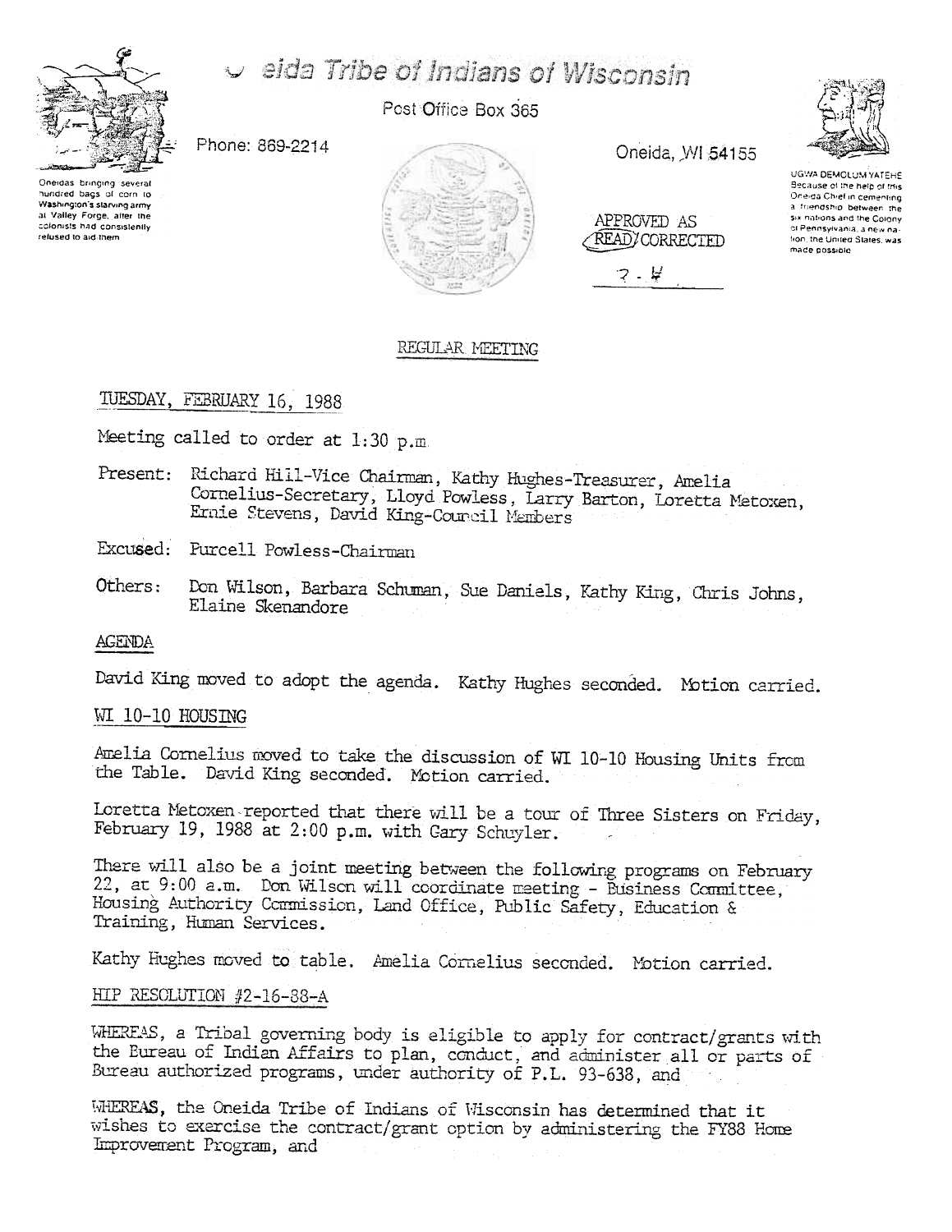# Oneida Tribe of Indians of Wisconsin

Post Office Box 365

Phone: 869-2214

Oneida, WI 54155

Oneidas bringing several hundred bags of corn to Washington's starving army at Valley Forge, after the colonists had consistently refused to aid them

UGWA DEMOLUM YATEHE
Because of the help of this Oneida Chief in cementing a friendship between the six nations and the Colony of Pennsylvania, a new nation, the United States, was made possible

APPROVED AS READ/CORRECTED

7-4

## REGULAR MEETING

TUESDAY, FEBRUARY 16, 1988

Meeting called to order at 1:30 p.m.

Present: Richard Hill-Vice Chairman, Kathy Hughes-Treasurer, Amelia Cornelius-Secretary, Lloyd Powless, Larry Barton, Loretta Metoxen, Ernie Stevens, David King-Council Members

Excused: Purcell Powless-Chairman

Others: Don Wilson, Barbara Schuman, Sue Daniels, Kathy King, Chris Johns, Elaine Skenandore

### AGENDA

David King moved to adopt the agenda. Kathy Hughes seconded. Motion carried.

### WI 10-10 HOUSING

Amelia Cornelius moved to take the discussion of WI 10-10 Housing Units from the Table. David King seconded. Motion carried.

Loretta Metoxen reported that there will be a tour of Three Sisters on Friday, February 19, 1988 at 2:00 p.m. with Gary Schuyler.

There will also be a joint meeting between the following programs on February 22, at 9:00 a.m. Don Wilson will coordinate meeting - Business Committee, Housing Authority Commission, Land Office, Public Safety, Education & Training, Human Services.

Kathy Hughes moved to table. Amelia Cornelius seconded. Motion carried.

### HIP RESOLUTION #2-16-88-A

WHEREAS, a Tribal governing body is eligible to apply for contract/grants with the Bureau of Indian Affairs to plan, conduct, and administer all or parts of Bureau authorized programs, under authority of P.L. 93-638, and

WHEREAS, the Oneida Tribe of Indians of Wisconsin has determined that it wishes to exercise the contract/grant option by administering the FY88 Home Improvement Program, and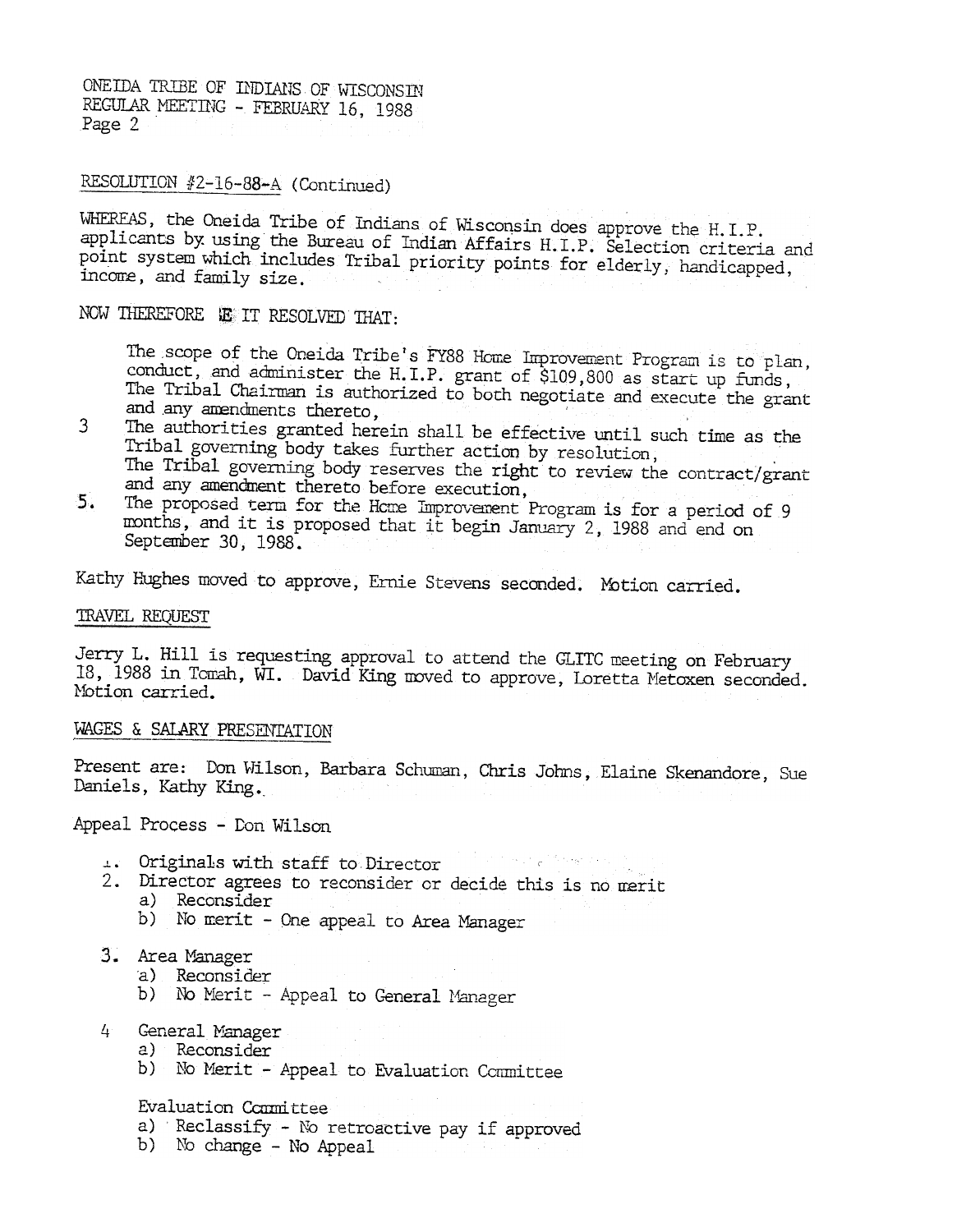ONEIDA TRIBE OF INDIANS OF WISCONSIN
REGULAR MEETING - FEBRUARY 16, 1988

RESOLUTION #2-16-88-A (Continued)

WHEREAS, the Oneida Tribe of Indians of Wisconsin does approve the H.I.P. applicants by using the Bureau of Indian Affairs H.I.P. Selection criteria and point system which includes Tribal priority points for elderly, handicapped, income, and family size.

NOW THEREFORE BE IT RESOLVED THAT:

The scope of the Oneida Tribe's FY88 Home Improvement Program is to plan, conduct, and administer the H.I.P. grant of $109,800 as start up funds, The Tribal Chairman is authorized to both negotiate and execute the grant and any amendments thereto,

3 The authorities granted herein shall be effective until such time as the Tribal governing body takes further action by resolution,
The Tribal governing body reserves the right to review the contract/grant and any amendment thereto before execution,

5. The proposed term for the Home Improvement Program is for a period of 9 months, and it is proposed that it begin January 2, 1988 and end on September 30, 1988.

Kathy Hughes moved to approve, Ernie Stevens seconded. Motion carried.

TRAVEL REQUEST

Jerry L. Hill is requesting approval to attend the GLITC meeting on February 18, 1988 in Tomah, WI. David King moved to approve, Loretta Metoxen seconded. Motion carried.

WAGES & SALARY PRESENTATION

Present are: Don Wilson, Barbara Schuman, Chris Johns, Elaine Skenandore, Sue Daniels, Kathy King.

Appeal Process - Don Wilson

1. Originals with staff to Director
2. Director agrees to reconsider or decide this is no merit
   a) Reconsider
   b) No merit - One appeal to Area Manager
3. Area Manager
   a) Reconsider
   b) No Merit - Appeal to General Manager
4. General Manager
   a) Reconsider
   b) No Merit - Appeal to Evaluation Committee

Evaluation Committee
a) Reclassify - No retroactive pay if approved
b) No change - No Appeal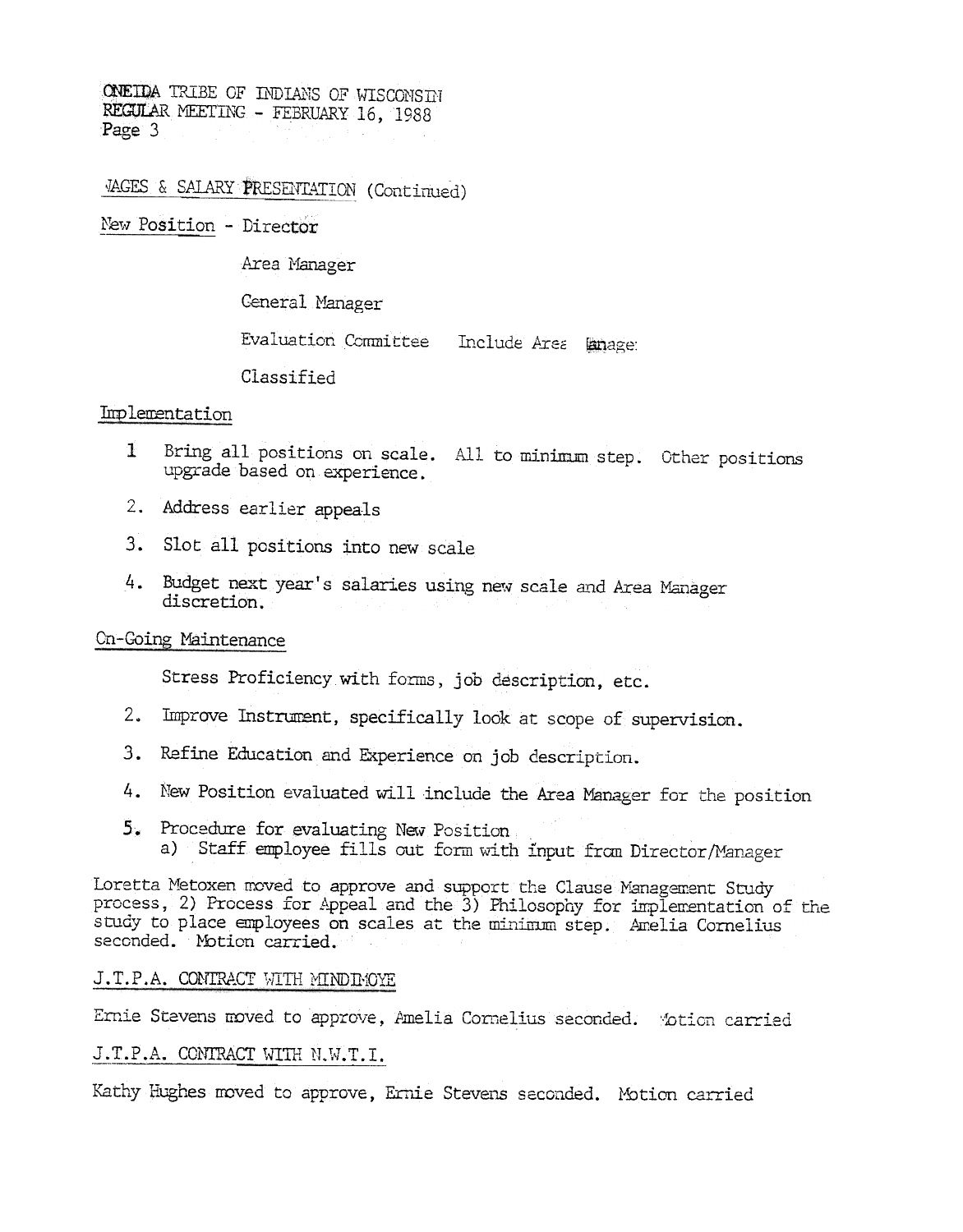ONEIDA TRIBE OF INDIANS OF WISCONSIN
REGULAR MEETING - FEBRUARY 16, 1988
Page 3

WAGES & SALARY PRESENTATION (Continued)

New Position - Director

Area Manager

General Manager

Evaluation Committee    Include Area Manager

Classified

Implementation

1. Bring all positions on scale. All to minimum step. Other positions upgrade based on experience.
2. Address earlier appeals
3. Slot all positions into new scale
4. Budget next year's salaries using new scale and Area Manager discretion.

On-Going Maintenance

Stress Proficiency with forms, job description, etc.

2. Improve Instrument, specifically look at scope of supervision.
3. Refine Education and Experience on job description.
4. New Position evaluated will include the Area Manager for the position
5. Procedure for evaluating New Position
   a) Staff employee fills out form with input from Director/Manager

Loretta Metoxen moved to approve and support the Clause Management Study process, 2) Process for Appeal and the 3) Philosophy for implementation of the study to place employees on scales at the minimum step. Amelia Cornelius seconded. Motion carried.

J.T.P.A. CONTRACT WITH MINDIMOYE

Ernie Stevens moved to approve, Amelia Cornelius seconded. Motion carried

J.T.P.A. CONTRACT WITH N.W.T.I.

Kathy Hughes moved to approve, Ernie Stevens seconded. Motion carried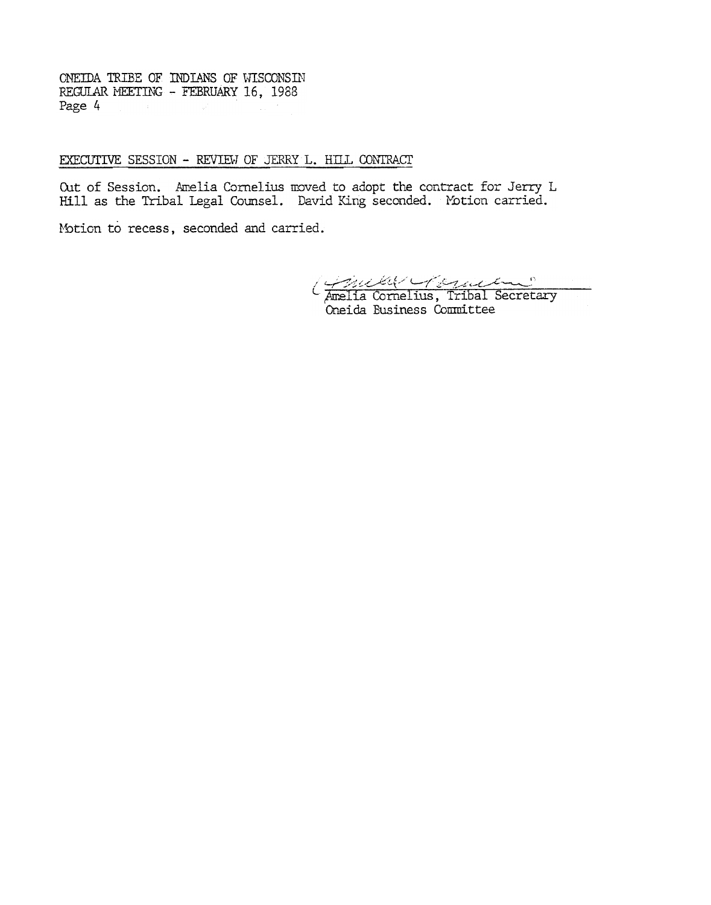EXECUTIVE SESSION - REVIEW OF JERRY L. HILL CONTRACT

Out of Session. Amelia Cornelius moved to adopt the contract for Jerry L Hill as the Tribal Legal Counsel. David King seconded. Motion carried.

Motion to recess, seconded and carried.

Amelia Cornelius, Tribal Secretary
Oneida Business Committee